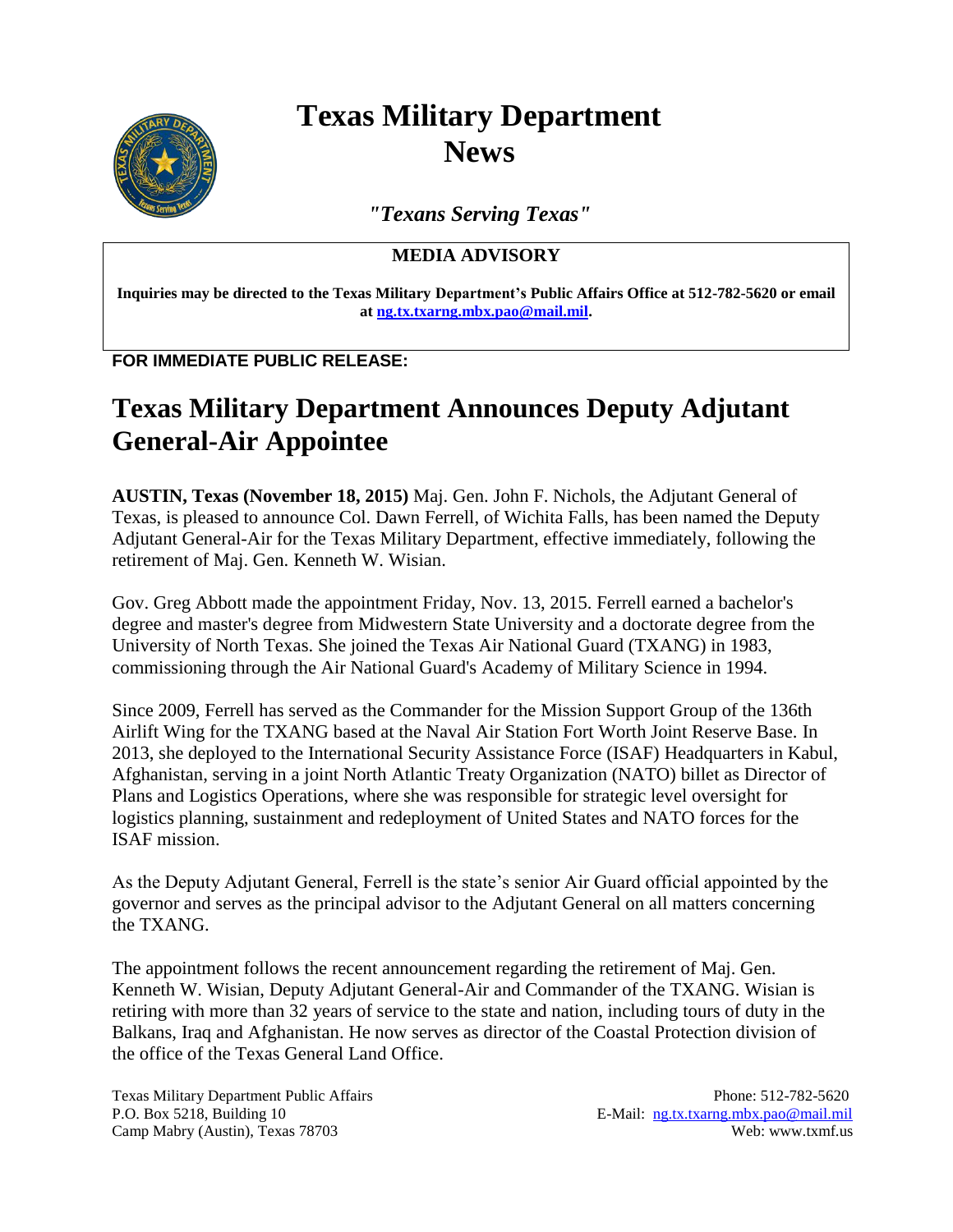# Texas Military Department News

*"Texans Serving Texas"*

**MEDIA ADVISORY**

**Inquiries may be directed to the Texas Military Department's Public Affairs Office at 512-782-5620 or email at [ng.tx.txarng.mbx.pao@mail.mil](mailto:ng.tx.txarng.mbx.pao@mail.mil).**

**FOR IMMEDIATE PUBLIC RELEASE:**

## Texas Military Department Announces Deputy Adjutant General-Air Appointee

**AUSTIN, Texas (November 18, 2015)** Maj. Gen. John F. Nichols, the Adjutant General of Texas, is pleased to announce Col. Dawn Ferrell, of Wichita Falls, has been named the Deputy Adjutant General-Air for the Texas Military Department, effective immediately, following the retirement of Maj. Gen. Kenneth W. Wisian.

Gov. Greg Abbott made the appointment Friday, Nov. 13, 2015. Ferrell earned a bachelor's degree and master's degree from Midwestern State University and a doctorate degree from the University of North Texas. She joined the Texas Air National Guard (TXANG) in 1983, commissioning through the Air National Guard's Academy of Military Science in 1994.

Since 2009, Ferrell has served as the Commander for the Mission Support Group of the 136th Airlift Wing for the TXANG based at the Naval Air Station Fort Worth Joint Reserve Base. In 2013, she deployed to the International Security Assistance Force (ISAF) Headquarters in Kabul, Afghanistan, serving in a joint North Atlantic Treaty Organization (NATO) billet as Director of Plans and Logistics Operations, where she was responsible for strategic level oversight for logistics planning, sustainment and redeployment of United States and NATO forces for the ISAF mission.

As the Deputy Adjutant General, Ferrell is the state's senior Air Guard official appointed by the governor and serves as the principal advisor to the Adjutant General on all matters concerning the TXANG.

The appointment follows the recent announcement regarding the retirement of Maj. Gen. Kenneth W. Wisian, Deputy Adjutant General-Air and Commander of the TXANG. Wisian is retiring with more than 32 years of service to the state and nation, including tours of duty in the Balkans, Iraq and Afghanistan. He now serves as director of the Coastal Protection division of the office of the Texas General Land Office.

Texas Military Department Public Affairs
P.O. Box 5218, Building 10
Camp Mabry (Austin), Texas 78703

Phone: 512-782-5620
E-Mail: [ng.tx.txarng.mbx.pao@mail.mil](mailto:ng.tx.txarng.mbx.pao@mail.mil)
Web: www.txmf.us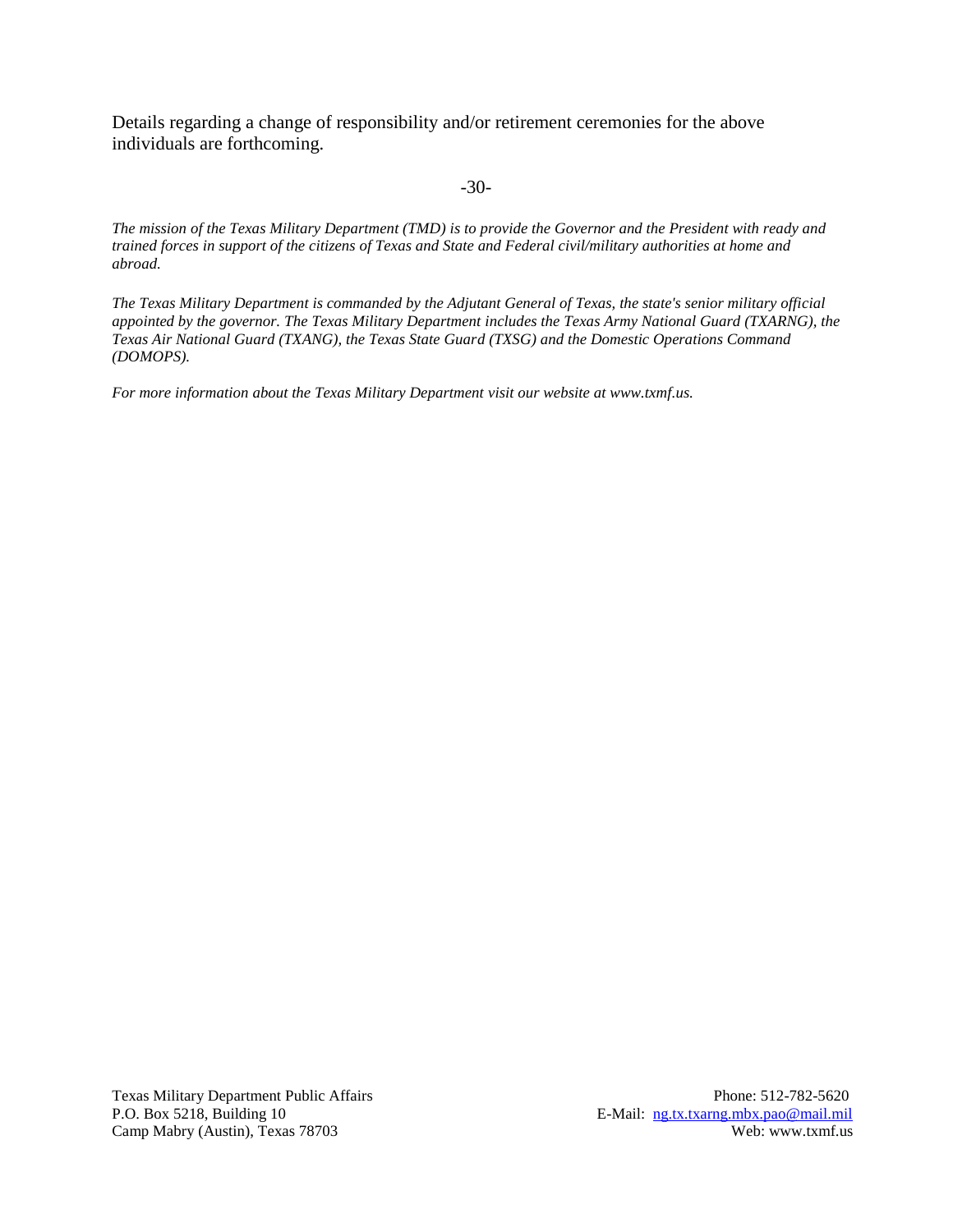Details regarding a change of responsibility and/or retirement ceremonies for the above individuals are forthcoming.

-30-

*The mission of the Texas Military Department (TMD) is to provide the Governor and the President with ready and trained forces in support of the citizens of Texas and State and Federal civil/military authorities at home and abroad.*

*The Texas Military Department is commanded by the Adjutant General of Texas, the state's senior military official appointed by the governor. The Texas Military Department includes the Texas Army National Guard (TXARNG), the Texas Air National Guard (TXANG), the Texas State Guard (TXSG) and the Domestic Operations Command (DOMOPS).*

*For more information about the Texas Military Department visit our website at www.txmf.us.*

Texas Military Department Public Affairs
P.O. Box 5218, Building 10
Camp Mabry (Austin), Texas 78703

Phone: 512-782-5620
E-Mail: ng.tx.txarng.mbx.pao@mail.mil
Web: www.txmf.us